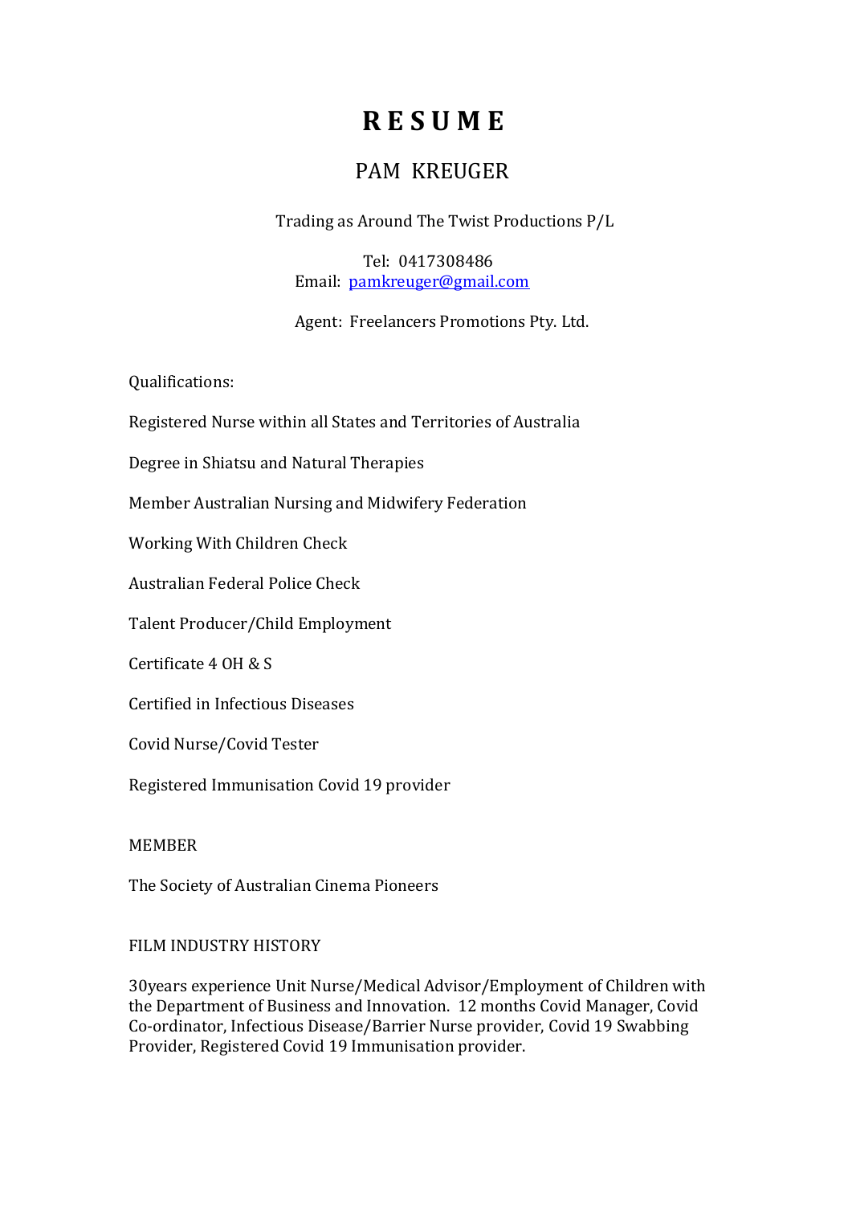# R E S U M E

## PAM KREUGER

Trading as Around The Twist Productions P/L

Tel: 0417308486
Email: pamkreuger@gmail.com

Agent: Freelancers Promotions Pty. Ltd.

Qualifications:

Registered Nurse within all States and Territories of Australia

Degree in Shiatsu and Natural Therapies

Member Australian Nursing and Midwifery Federation

Working With Children Check

Australian Federal Police Check

Talent Producer/Child Employment

Certificate 4 OH & S

Certified in Infectious Diseases

Covid Nurse/Covid Tester

Registered Immunisation Covid 19 provider

MEMBER

The Society of Australian Cinema Pioneers

FILM INDUSTRY HISTORY

30years experience Unit Nurse/Medical Advisor/Employment of Children with the Department of Business and Innovation. 12 months Covid Manager, Covid Co-ordinator, Infectious Disease/Barrier Nurse provider, Covid 19 Swabbing Provider, Registered Covid 19 Immunisation provider.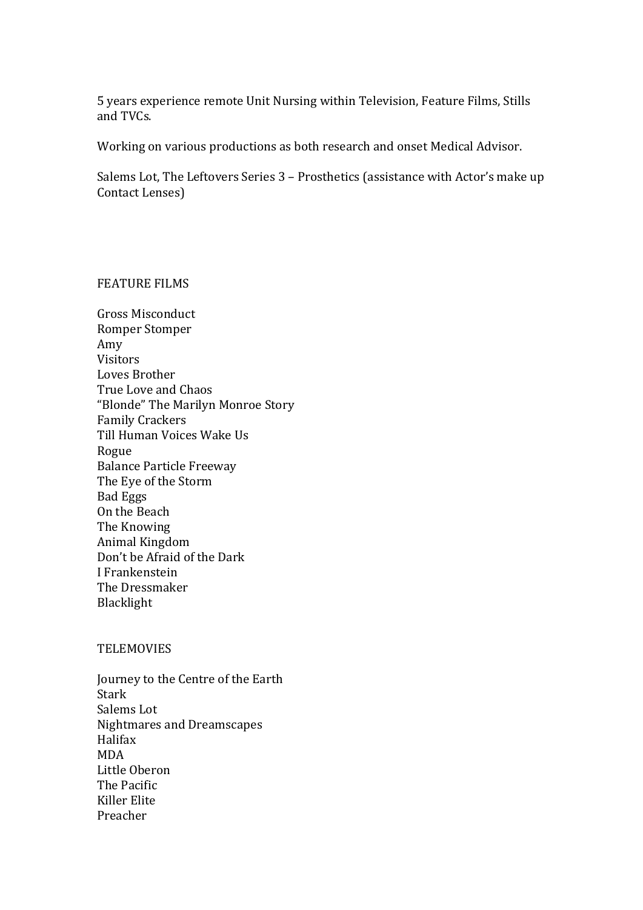5 years experience remote Unit Nursing within Television, Feature Films, Stills and TVCs.

Working on various productions as both research and onset Medical Advisor.

Salems Lot, The Leftovers Series 3 – Prosthetics (assistance with Actor's make up Contact Lenses)

## FEATURE FILMS

Gross Misconduct
Romper Stomper
Amy
Visitors
Loves Brother
True Love and Chaos
"Blonde" The Marilyn Monroe Story
Family Crackers
Till Human Voices Wake Us
Rogue
Balance Particle Freeway
The Eye of the Storm
Bad Eggs
On the Beach
The Knowing
Animal Kingdom
Don't be Afraid of the Dark
I Frankenstein
The Dressmaker
Blacklight

## TELEMOVIES

Journey to the Centre of the Earth
Stark
Salems Lot
Nightmares and Dreamscapes
Halifax
MDA
Little Oberon
The Pacific
Killer Elite
Preacher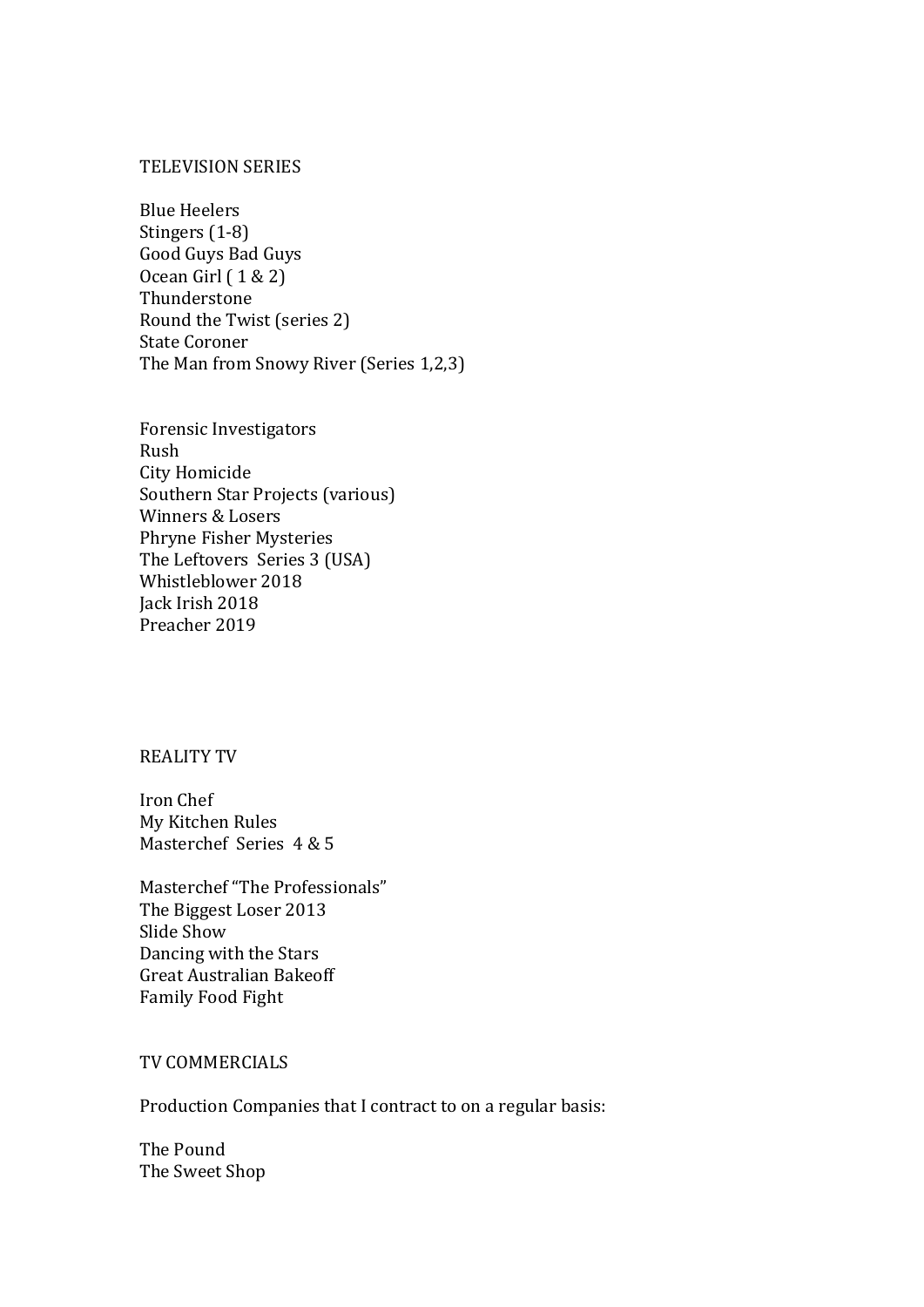## TELEVISION SERIES

Blue Heelers
Stingers (1-8)
Good Guys Bad Guys
Ocean Girl ( 1 & 2)
Thunderstone
Round the Twist (series 2)
State Coroner
The Man from Snowy River (Series 1,2,3)

Forensic Investigators
Rush
City Homicide
Southern Star Projects (various)
Winners & Losers
Phryne Fisher Mysteries
The Leftovers Series 3 (USA)
Whistleblower 2018
Jack Irish 2018
Preacher 2019

## REALITY TV

Iron Chef
My Kitchen Rules
Masterchef Series 4 & 5

Masterchef "The Professionals"
The Biggest Loser 2013
Slide Show
Dancing with the Stars
Great Australian Bakeoff
Family Food Fight

## TV COMMERCIALS

Production Companies that I contract to on a regular basis:

The Pound
The Sweet Shop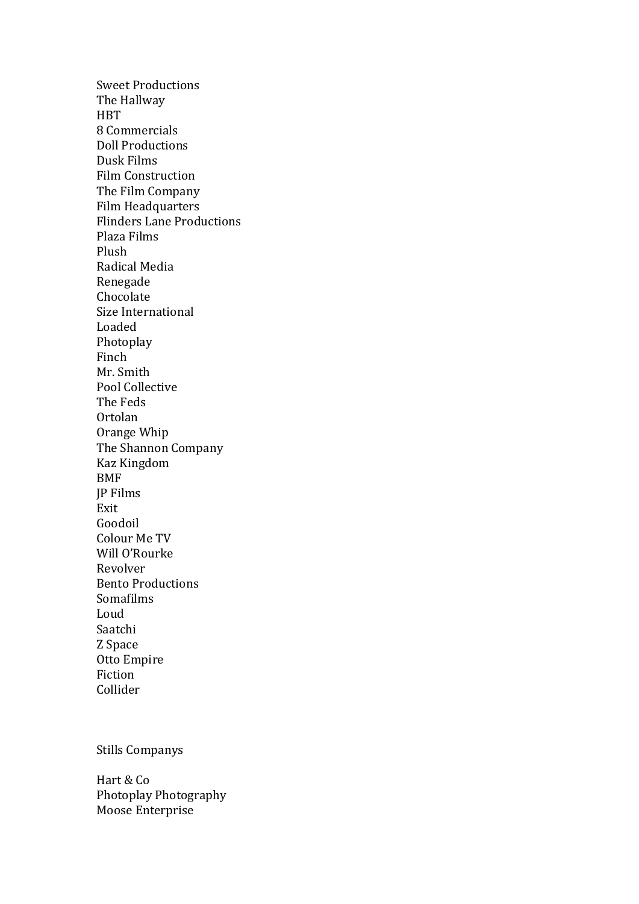Sweet Productions
The Hallway
HBT
8 Commercials
Doll Productions
Dusk Films
Film Construction
The Film Company
Film Headquarters
Flinders Lane Productions
Plaza Films
Plush
Radical Media
Renegade
Chocolate
Size International
Loaded
Photoplay
Finch
Mr. Smith
Pool Collective
The Feds
Ortolan
Orange Whip
The Shannon Company
Kaz Kingdom
BMF
JP Films
Exit
Goodoil
Colour Me TV
Will O'Rourke
Revolver
Bento Productions
Somafilms
Loud
Saatchi
Z Space
Otto Empire
Fiction
Collider

Stills Companys

Hart & Co
Photoplay Photography
Moose Enterprise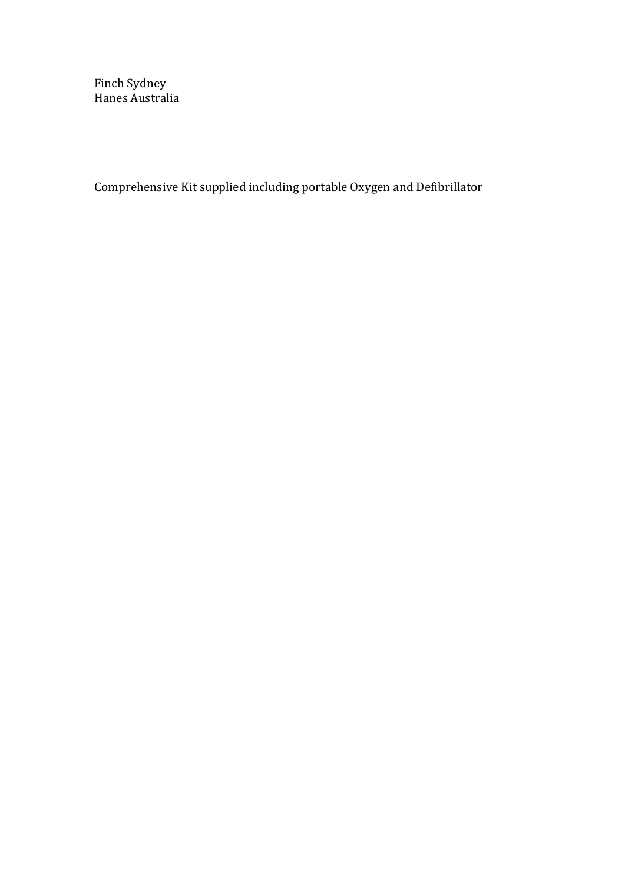Finch Sydney  
Hanes Australia

Comprehensive Kit supplied including portable Oxygen and Defibrillator